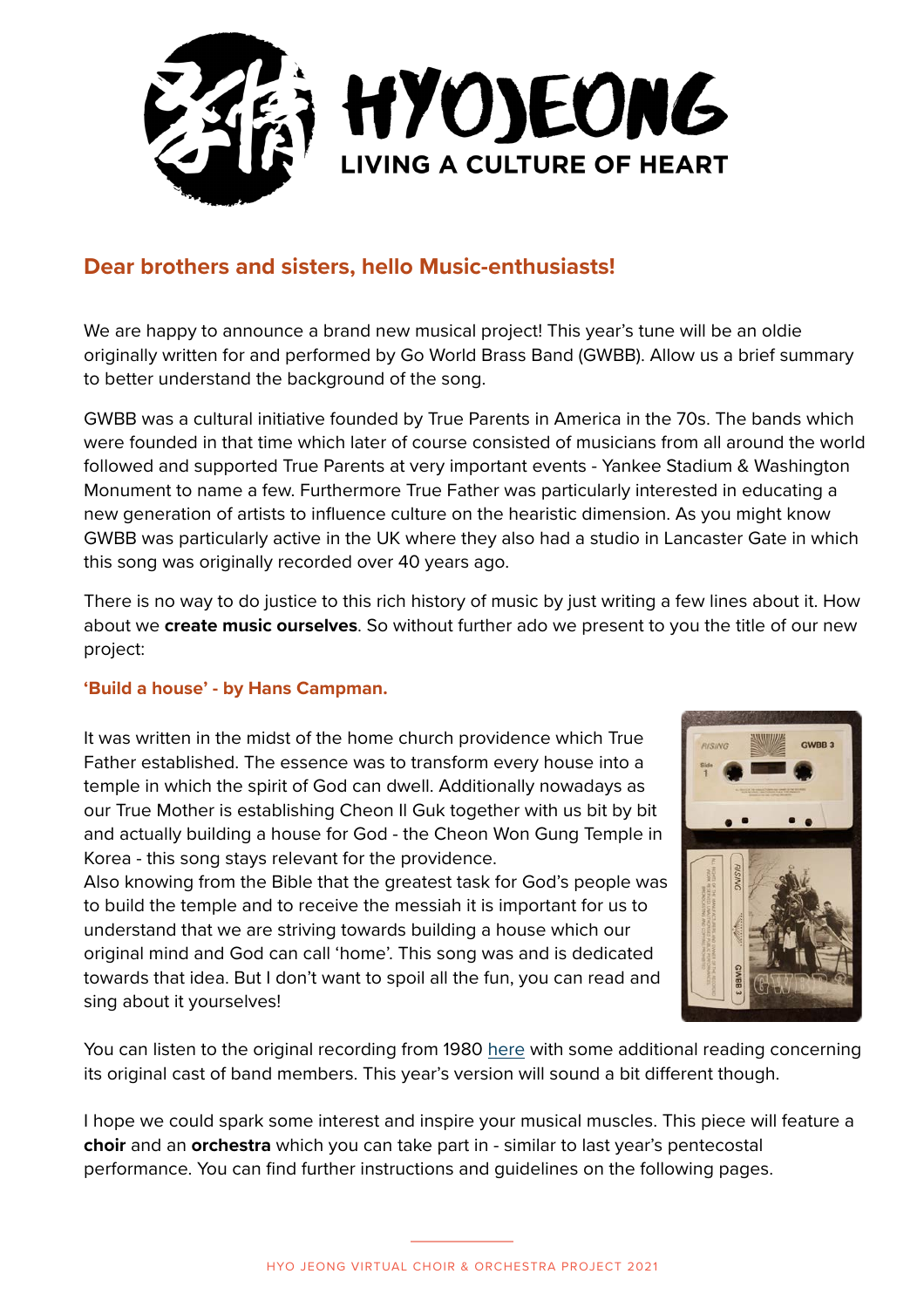# HYOJEONG

LIVING A CULTURE OF HEART

## Dear brothers and sisters, hello Music-enthusiasts!

We are happy to announce a brand new musical project! This year's tune will be an oldie originally written for and performed by Go World Brass Band (GWBB). Allow us a brief summary to better understand the background of the song.

GWBB was a cultural initiative founded by True Parents in America in the 70s. The bands which were founded in that time which later of course consisted of musicians from all around the world followed and supported True Parents at very important events - Yankee Stadium & Washington Monument to name a few. Furthermore True Father was particularly interested in educating a new generation of artists to influence culture on the hearistic dimension. As you might know GWBB was particularly active in the UK where they also had a studio in Lancaster Gate in which this song was originally recorded over 40 years ago.

There is no way to do justice to this rich history of music by just writing a few lines about it. How about we **create music ourselves**. So without further ado we present to you the title of our new project:

### 'Build a house' - by Hans Campman.

It was written in the midst of the home church providence which True Father established. The essence was to transform every house into a temple in which the spirit of God can dwell. Additionally nowadays as our True Mother is establishing Cheon Il Guk together with us bit by bit and actually building a house for God - the Cheon Won Gung Temple in Korea - this song stays relevant for the providence.
Also knowing from the Bible that the greatest task for God's people was to build the temple and to receive the messiah it is important for us to understand that we are striving towards building a house which our original mind and God can call 'home'. This song was and is dedicated towards that idea. But I don't want to spoil all the fun, you can read and sing about it yourselves!

You can listen to the original recording from 1980 [here](#) with some additional reading concerning its original cast of band members. This year's version will sound a bit different though.

I hope we could spark some interest and inspire your musical muscles. This piece will feature a **choir** and an **orchestra** which you can take part in - similar to last year's pentecostal performance. You can find further instructions and guidelines on the following pages.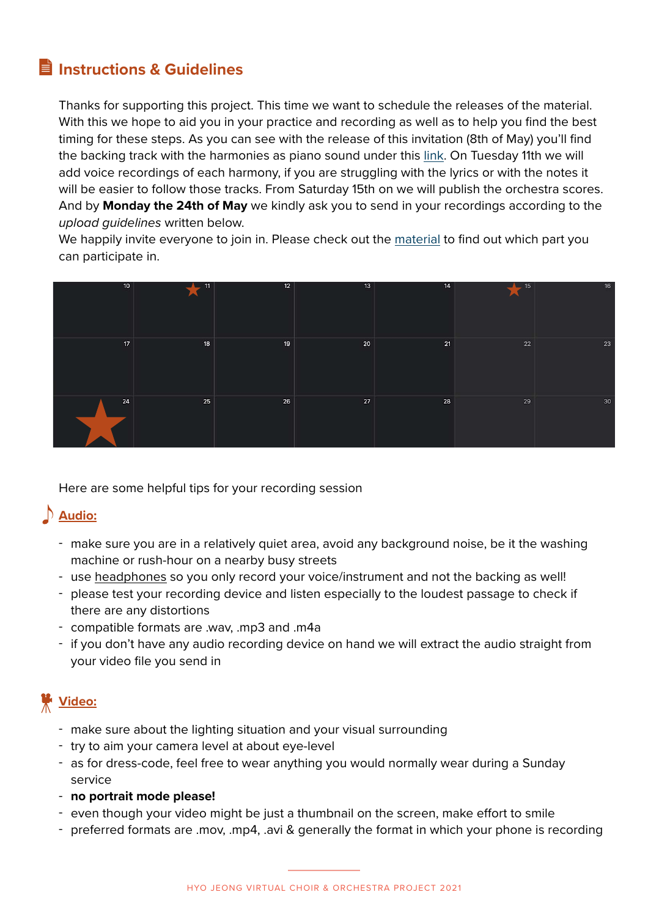## Instructions & Guidelines

Thanks for supporting this project. This time we want to schedule the releases of the material. With this we hope to aid you in your practice and recording as well as to help you find the best timing for these steps. As you can see with the release of this invitation (8th of May) you'll find the backing track with the harmonies as piano sound under this link. On Tuesday 11th we will add voice recordings of each harmony, if you are struggling with the lyrics or with the notes it will be easier to follow those tracks. From Saturday 15th on we will publish the orchestra scores. And by **Monday the 24th of May** we kindly ask you to send in your recordings according to the *upload guidelines* written below.
We happily invite everyone to join in. Please check out the material to find out which part you can participate in.

| | | | | | | |
|---|---|---|---|---|---|---|
| 10 | ★ 11 | 12 | 13 | 14 | ★ 15 | 16 |
| 17 | 18 | 19 | 20 | 21 | 22 | 23 |
| ★ 24 | 25 | 26 | 27 | 28 | 29 | 30 |

Here are some helpful tips for your recording session

### Audio:

- make sure you are in a relatively quiet area, avoid any background noise, be it the washing machine or rush-hour on a nearby busy streets
- use headphones so you only record your voice/instrument and not the backing as well!
- please test your recording device and listen especially to the loudest passage to check if there are any distortions
- compatible formats are .wav, .mp3 and .m4a
- if you don't have any audio recording device on hand we will extract the audio straight from your video file you send in

### Video:

- make sure about the lighting situation and your visual surrounding
- try to aim your camera level at about eye-level
- as for dress-code, feel free to wear anything you would normally wear during a Sunday service
- **no portrait mode please!**
- even though your video might be just a thumbnail on the screen, make effort to smile
- preferred formats are .mov, .mp4, .avi & generally the format in which your phone is recording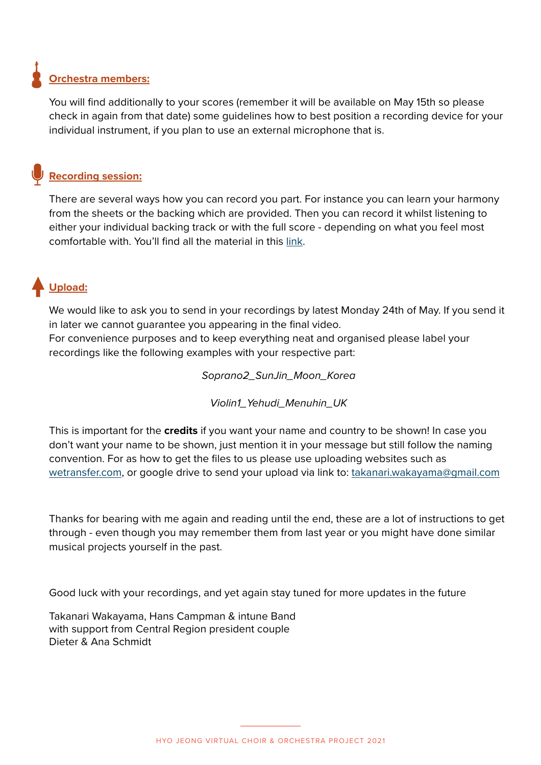## **Orchestra members:**

You will find additionally to your scores (remember it will be available on May 15th so please check in again from that date) some guidelines how to best position a recording device for your individual instrument, if you plan to use an external microphone that is.

## **Recording session:**

There are several ways how you can record you part. For instance you can learn your harmony from the sheets or the backing which are provided. Then you can record it whilst listening to either your individual backing track or with the full score - depending on what you feel most comfortable with. You'll find all the material in this link.

## **Upload:**

We would like to ask you to send in your recordings by latest Monday 24th of May. If you send it in later we cannot guarantee you appearing in the final video.
For convenience purposes and to keep everything neat and organised please label your recordings like the following examples with your respective part:

*Soprano2_SunJin_Moon_Korea*

*Violin1_Yehudi_Menuhin_UK*

This is important for the **credits** if you want your name and country to be shown! In case you don't want your name to be shown, just mention it in your message but still follow the naming convention. For as how to get the files to us please use uploading websites such as wetransfer.com, or google drive to send your upload via link to: takanari.wakayama@gmail.com

Thanks for bearing with me again and reading until the end, these are a lot of instructions to get through - even though you may remember them from last year or you might have done similar musical projects yourself in the past.

Good luck with your recordings, and yet again stay tuned for more updates in the future

Takanari Wakayama, Hans Campman & intune Band
with support from Central Region president couple
Dieter & Ana Schmidt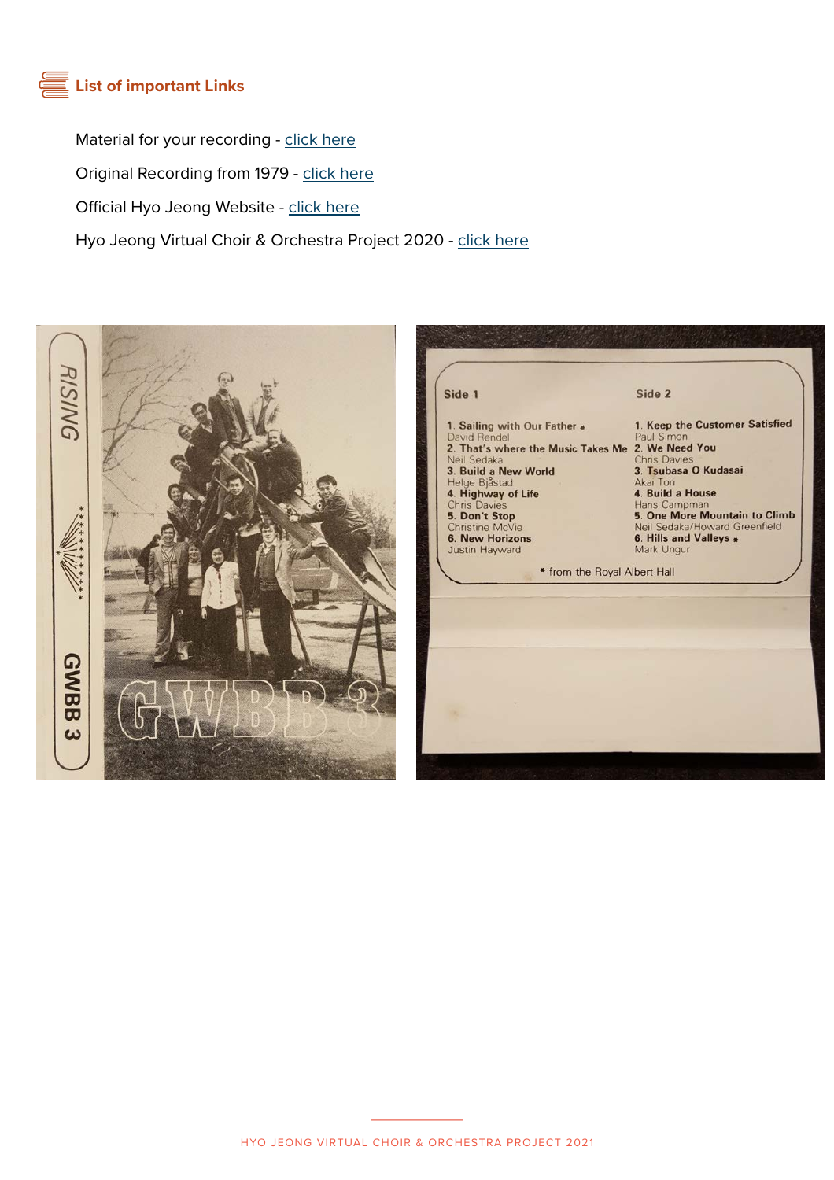## List of important Links

Material for your recording - click here

Original Recording from 1979 - click here

Official Hyo Jeong Website - click here

Hyo Jeong Virtual Choir & Orchestra Project 2020 - click here

RISING

GWBB 3

GWBB 3

**Side 1**

1. **Sailing with Our Father** *
   David Rendel
2. **That's where the Music Takes Me**
   Neil Sedaka
3. **Build a New World**
   Helge Bjåstad
4. **Highway of Life**
   Chris Davies
5. **Don't Stop**
   Christine McVie
6. **New Horizons**
   Justin Hayward

**Side 2**

1. **Keep the Customer Satisfied**
   Paul Simon
2. **We Need You**
   Chris Davies
3. **Tsubasa O Kudasai**
   Akai Tori
4. **Build a House**
   Hans Campman
5. **One More Mountain to Climb**
   Neil Sedaka/Howard Greenfield
6. **Hills and Valleys** *
   Mark Ungur

* from the Royal Albert Hall